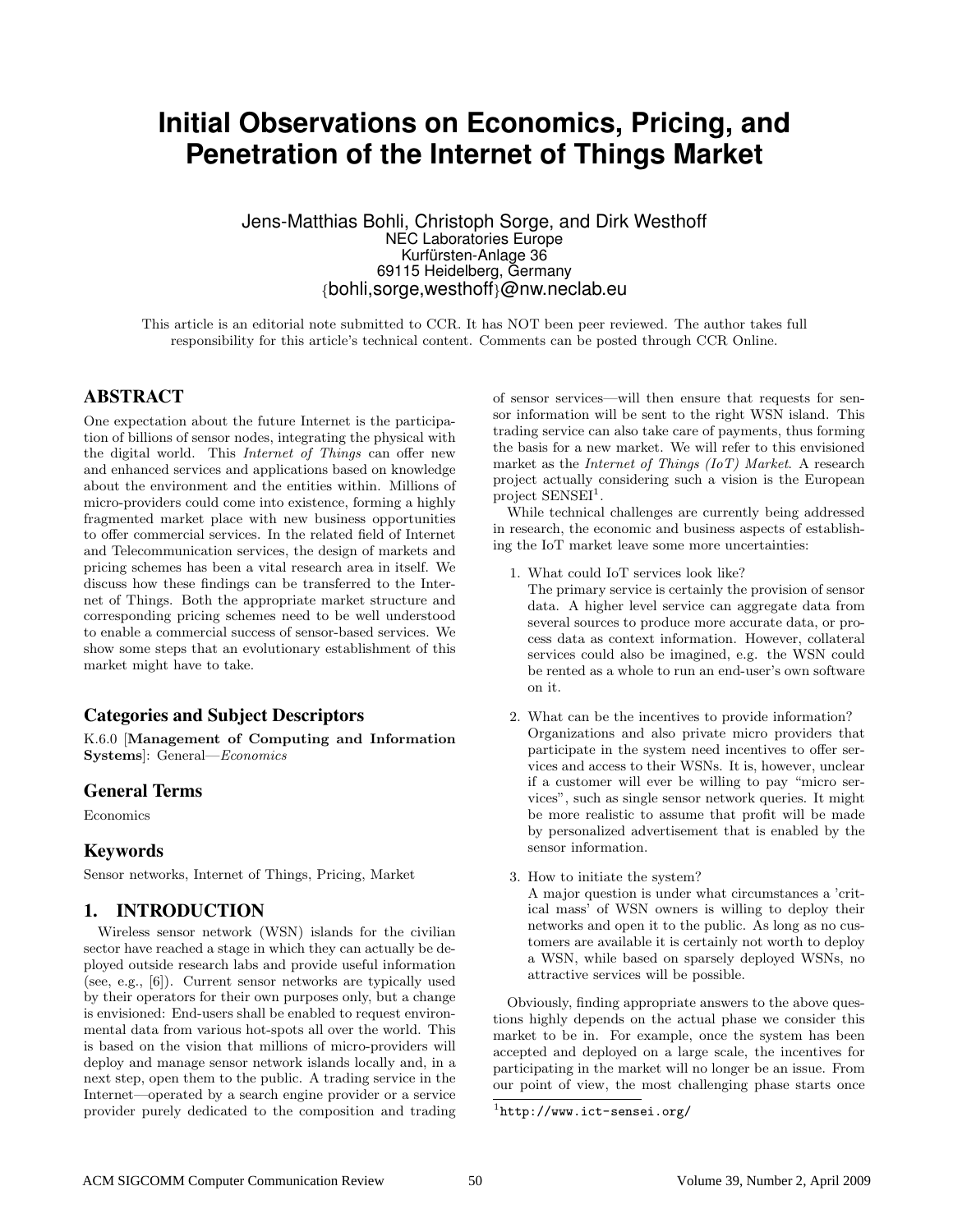# Initial Observations on Economics, Pricing, and Penetration of the Internet of Things Market

Jens-Matthias Bohli, Christoph Sorge, and Dirk Westhoff
NEC Laboratories Europe
Kurfürsten-Anlage 36
69115 Heidelberg, Germany
{bohli,sorge,westhoff}@nw.neclab.eu

This article is an editorial note submitted to CCR. It has NOT been peer reviewed. The author takes full responsibility for this article's technical content. Comments can be posted through CCR Online.

## ABSTRACT

One expectation about the future Internet is the participation of billions of sensor nodes, integrating the physical with the digital world. This *Internet of Things* can offer new and enhanced services and applications based on knowledge about the environment and the entities within. Millions of micro-providers could come into existence, forming a highly fragmented market place with new business opportunities to offer commercial services. In the related field of Internet and Telecommunication services, the design of markets and pricing schemes has been a vital research area in itself. We discuss how these findings can be transferred to the Internet of Things. Both the appropriate market structure and corresponding pricing schemes need to be well understood to enable a commercial success of sensor-based services. We show some steps that an evolutionary establishment of this market might have to take.

### Categories and Subject Descriptors

K.6.0 [**Management of Computing and Information Systems**]: General—*Economics*

### General Terms

Economics

### Keywords

Sensor networks, Internet of Things, Pricing, Market

## 1. INTRODUCTION

Wireless sensor network (WSN) islands for the civilian sector have reached a stage in which they can actually be deployed outside research labs and provide useful information (see, e.g., [6]). Current sensor networks are typically used by their operators for their own purposes only, but a change is envisioned: End-users shall be enabled to request environmental data from various hot-spots all over the world. This is based on the vision that millions of micro-providers will deploy and manage sensor network islands locally and, in a next step, open them to the public. A trading service in the Internet—operated by a search engine provider or a service provider purely dedicated to the composition and trading of sensor services—will then ensure that requests for sensor information will be sent to the right WSN island. This trading service can also take care of payments, thus forming the basis for a new market. We will refer to this envisioned market as the *Internet of Things (IoT) Market*. A research project actually considering such a vision is the European project SENSEI[1].

While technical challenges are currently being addressed in research, the economic and business aspects of establishing the IoT market leave some more uncertainties:

1. What could IoT services look like?
   The primary service is certainly the provision of sensor data. A higher level service can aggregate data from several sources to produce more accurate data, or process data as context information. However, collateral services could also be imagined, e.g. the WSN could be rented as a whole to run an end-user's own software on it.

2. What can be the incentives to provide information?
   Organizations and also private micro providers that participate in the system need incentives to offer services and access to their WSNs. It is, however, unclear if a customer will ever be willing to pay "micro services", such as single sensor network queries. It might be more realistic to assume that profit will be made by personalized advertisement that is enabled by the sensor information.

3. How to initiate the system?
   A major question is under what circumstances a 'critical mass' of WSN owners is willing to deploy their networks and open it to the public. As long as no customers are available it is certainly not worth to deploy a WSN, while based on sparsely deployed WSNs, no attractive services will be possible.

Obviously, finding appropriate answers to the above questions highly depends on the actual phase we consider this market to be in. For example, once the system has been accepted and deployed on a large scale, the incentives for participating in the market will no longer be an issue. From our point of view, the most challenging phase starts once

[1] http://www.ict-sensei.org/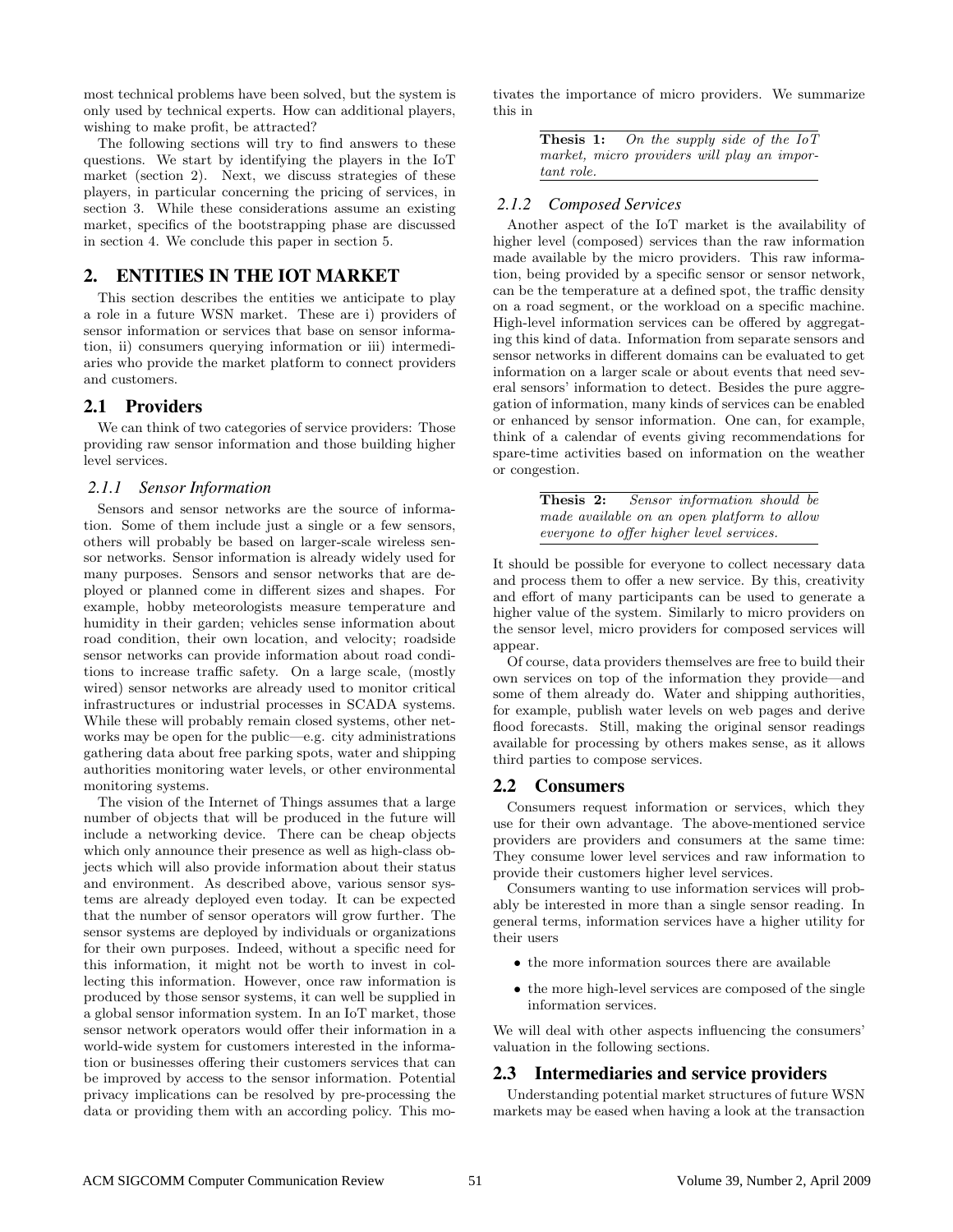most technical problems have been solved, but the system is only used by technical experts. How can additional players, wishing to make profit, be attracted?

The following sections will try to find answers to these questions. We start by identifying the players in the IoT market (section 2). Next, we discuss strategies of these players, in particular concerning the pricing of services, in section 3. While these considerations assume an existing market, specifics of the bootstrapping phase are discussed in section 4. We conclude this paper in section 5.

## 2. ENTITIES IN THE IOT MARKET

This section describes the entities we anticipate to play a role in a future WSN market. These are i) providers of sensor information or services that base on sensor information, ii) consumers querying information or iii) intermediaries who provide the market platform to connect providers and customers.

### 2.1 Providers

We can think of two categories of service providers: Those providing raw sensor information and those building higher level services.

#### 2.1.1 Sensor Information

Sensors and sensor networks are the source of information. Some of them include just a single or a few sensors, others will probably be based on larger-scale wireless sensor networks. Sensor information is already widely used for many purposes. Sensors and sensor networks that are deployed or planned come in different sizes and shapes. For example, hobby meteorologists measure temperature and humidity in their garden; vehicles sense information about road condition, their own location, and velocity; roadside sensor networks can provide information about road conditions to increase traffic safety. On a large scale, (mostly wired) sensor networks are already used to monitor critical infrastructures or industrial processes in SCADA systems. While these will probably remain closed systems, other networks may be open for the public—e.g. city administrations gathering data about free parking spots, water and shipping authorities monitoring water levels, or other environmental monitoring systems.

The vision of the Internet of Things assumes that a large number of objects that will be produced in the future will include a networking device. There can be cheap objects which only announce their presence as well as high-class objects which will also provide information about their status and environment. As described above, various sensor systems are already deployed even today. It can be expected that the number of sensor operators will grow further. The sensor systems are deployed by individuals or organizations for their own purposes. Indeed, without a specific need for this information, it might not be worth to invest in collecting this information. However, once raw information is produced by those sensor systems, it can well be supplied in a global sensor information system. In an IoT market, those sensor network operators would offer their information in a world-wide system for customers interested in the information or businesses offering their customers services that can be improved by access to the sensor information. Potential privacy implications can be resolved by pre-processing the data or providing them with an according policy. This motivates the importance of micro providers. We summarize this in

> **Thesis 1:** *On the supply side of the IoT market, micro providers will play an important role.*

#### 2.1.2 Composed Services

Another aspect of the IoT market is the availability of higher level (composed) services than the raw information made available by the micro providers. This raw information, being provided by a specific sensor or sensor network, can be the temperature at a defined spot, the traffic density on a road segment, or the workload on a specific machine. High-level information services can be offered by aggregating this kind of data. Information from separate sensors and sensor networks in different domains can be evaluated to get information on a larger scale or about events that need several sensors' information to detect. Besides the pure aggregation of information, many kinds of services can be enabled or enhanced by sensor information. One can, for example, think of a calendar of events giving recommendations for spare-time activities based on information on the weather or congestion.

> **Thesis 2:** *Sensor information should be made available on an open platform to allow everyone to offer higher level services.*

It should be possible for everyone to collect necessary data and process them to offer a new service. By this, creativity and effort of many participants can be used to generate a higher value of the system. Similarly to micro providers on the sensor level, micro providers for composed services will appear.

Of course, data providers themselves are free to build their own services on top of the information they provide—and some of them already do. Water and shipping authorities, for example, publish water levels on web pages and derive flood forecasts. Still, making the original sensor readings available for processing by others makes sense, as it allows third parties to compose services.

### 2.2 Consumers

Consumers request information or services, which they use for their own advantage. The above-mentioned service providers are providers and consumers at the same time: They consume lower level services and raw information to provide their customers higher level services.

Consumers wanting to use information services will probably be interested in more than a single sensor reading. In general terms, information services have a higher utility for their users

- the more information sources there are available
- the more high-level services are composed of the single information services.

We will deal with other aspects influencing the consumers' valuation in the following sections.

### 2.3 Intermediaries and service providers

Understanding potential market structures of future WSN markets may be eased when having a look at the transaction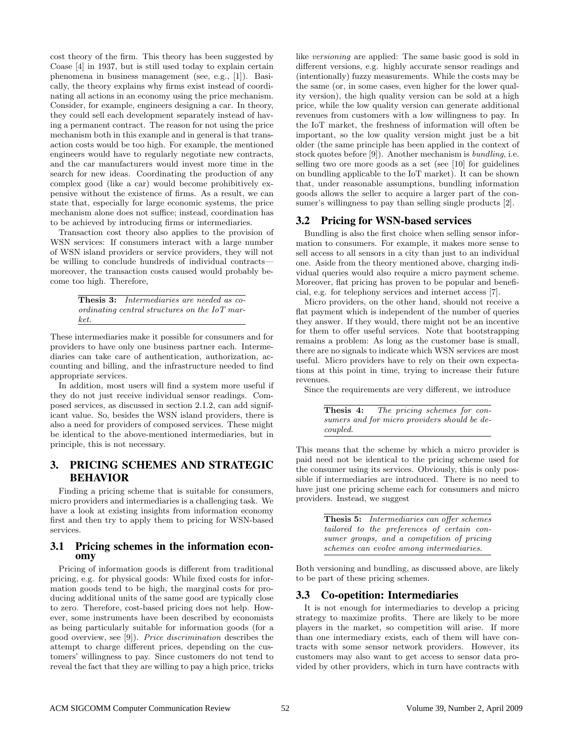cost theory of the firm. This theory has been suggested by Coase [4] in 1937, but is still used today to explain certain phenomena in business management (see, e.g., [1]). Basically, the theory explains why firms exist instead of coordinating all actions in an economy using the price mechanism. Consider, for example, engineers designing a car. In theory, they could sell each development separately instead of having a permanent contract. The reason for not using the price mechanism both in this example and in general is that transaction costs would be too high. For example, the mentioned engineers would have to regularly negotiate new contracts, and the car manufacturers would invest more time in the search for new ideas. Coordinating the production of any complex good (like a car) would become prohibitively expensive without the existence of firms. As a result, we can state that, especially for large economic systems, the price mechanism alone does not suffice; instead, coordination has to be achieved by introducing firms or intermediaries.

Transaction cost theory also applies to the provision of WSN services: If consumers interact with a large number of WSN island providers or service providers, they will not be willing to conclude hundreds of individual contracts—moreover, the transaction costs caused would probably become too high. Therefore,

> **Thesis 3:** *Intermediaries are needed as coordinating central structures on the IoT market.*

These intermediaries make it possible for consumers and for providers to have only one business partner each. Intermediaries can take care of authentication, authorization, accounting and billing, and the infrastructure needed to find appropriate services.

In addition, most users will find a system more useful if they do not just receive individual sensor readings. Composed services, as discussed in section 2.1.2, can add significant value. So, besides the WSN island providers, there is also a need for providers of composed services. These might be identical to the above-mentioned intermediaries, but in principle, this is not necessary.

## 3. PRICING SCHEMES AND STRATEGIC BEHAVIOR

Finding a pricing scheme that is suitable for consumers, micro providers and intermediaries is a challenging task. We have a look at existing insights from information economy first and then try to apply them to pricing for WSN-based services.

### 3.1 Pricing schemes in the information economy

Pricing of information goods is different from traditional pricing, e.g. for physical goods: While fixed costs for information goods tend to be high, the marginal costs for producing additional units of the same good are typically close to zero. Therefore, cost-based pricing does not help. However, some instruments have been described by economists as being particularly suitable for information goods (for a good overview, see [9]). *Price discrimination* describes the attempt to charge different prices, depending on the customers' willingness to pay. Since customers do not tend to reveal the fact that they are willing to pay a high price, tricks like *versioning* are applied: The same basic good is sold in different versions, e.g. highly accurate sensor readings and (intentionally) fuzzy measurements. While the costs may be the same (or, in some cases, even higher for the lower quality version), the high quality version can be sold at a high price, while the low quality version can generate additional revenues from customers with a low willingness to pay. In the IoT market, the freshness of information will often be important, so the low quality version might just be a bit older (the same principle has been applied in the context of stock quotes before [9]). Another mechanism is *bundling*, i.e. selling two ore more goods as a set (see [10] for guidelines on bundling applicable to the IoT market). It can be shown that, under reasonable assumptions, bundling information goods allows the seller to acquire a larger part of the consumer's willingness to pay than selling single products [2].

### 3.2 Pricing for WSN-based services

Bundling is also the first choice when selling sensor information to consumers. For example, it makes more sense to sell access to all sensors in a city than just to an individual one. Aside from the theory mentioned above, charging individual queries would also require a micro payment scheme. Moreover, flat pricing has proven to be popular and beneficial, e.g. for telephony services and internet access [7].

Micro providers, on the other hand, should not receive a flat payment which is independent of the number of queries they answer. If they would, there might not be an incentive for them to offer useful services. Note that bootstrapping remains a problem: As long as the customer base is small, there are no signals to indicate which WSN services are most useful. Micro providers have to rely on their own expectations at this point in time, trying to increase their future revenues.

Since the requirements are very different, we introduce

> **Thesis 4:** *The pricing schemes for consumers and for micro providers should be decoupled.*

This means that the scheme by which a micro provider is paid need not be identical to the pricing scheme used for the consumer using its services. Obviously, this is only possible if intermediaries are introduced. There is no need to have just one pricing scheme each for consumers and micro providers. Instead, we suggest

> **Thesis 5:** *Intermediaries can offer schemes tailored to the preferences of certain consumer groups, and a competition of pricing schemes can evolve among intermediaries.*

Both versioning and bundling, as discussed above, are likely to be part of these pricing schemes.

### 3.3 Co-opetition: Intermediaries

It is not enough for intermediaries to develop a pricing strategy to maximize profits. There are likely to be more players in the market, so competition will arise. If more than one intermediary exists, each of them will have contracts with some sensor network providers. However, its customers may also want to get access to sensor data provided by other providers, which in turn have contracts with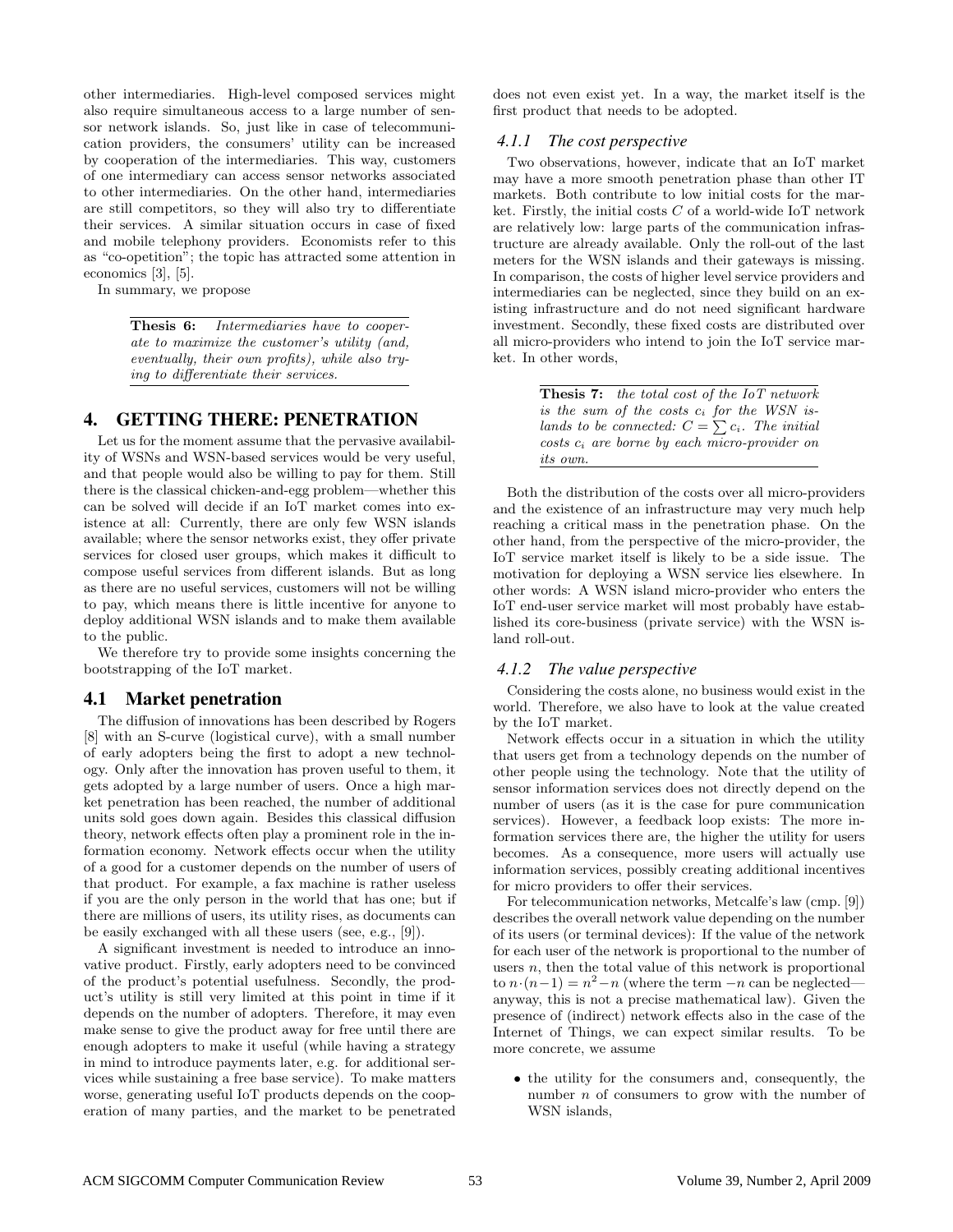other intermediaries. High-level composed services might also require simultaneous access to a large number of sensor network islands. So, just like in case of telecommunication providers, the consumers' utility can be increased by cooperation of the intermediaries. This way, customers of one intermediary can access sensor networks associated to other intermediaries. On the other hand, intermediaries are still competitors, so they will also try to differentiate their services. A similar situation occurs in case of fixed and mobile telephony providers. Economists refer to this as "co-opetition"; the topic has attracted some attention in economics [3], [5].

In summary, we propose

> **Thesis 6:** *Intermediaries have to cooperate to maximize the customer's utility (and, eventually, their own profits), while also trying to differentiate their services.*

## 4. GETTING THERE: PENETRATION

Let us for the moment assume that the pervasive availability of WSNs and WSN-based services would be very useful, and that people would also be willing to pay for them. Still there is the classical chicken-and-egg problem—whether this can be solved will decide if an IoT market comes into existence at all: Currently, there are only few WSN islands available; where the sensor networks exist, they offer private services for closed user groups, which makes it difficult to compose useful services from different islands. But as long as there are no useful services, customers will not be willing to pay, which means there is little incentive for anyone to deploy additional WSN islands and to make them available to the public.

We therefore try to provide some insights concerning the bootstrapping of the IoT market.

### 4.1 Market penetration

The diffusion of innovations has been described by Rogers [8] with an S-curve (logistical curve), with a small number of early adopters being the first to adopt a new technology. Only after the innovation has proven useful to them, it gets adopted by a large number of users. Once a high market penetration has been reached, the number of additional units sold goes down again. Besides this classical diffusion theory, network effects often play a prominent role in the information economy. Network effects occur when the utility of a good for a customer depends on the number of users of that product. For example, a fax machine is rather useless if you are the only person in the world that has one; but if there are millions of users, its utility rises, as documents can be easily exchanged with all these users (see, e.g., [9]).

A significant investment is needed to introduce an innovative product. Firstly, early adopters need to be convinced of the product's potential usefulness. Secondly, the product's utility is still very limited at this point in time if it depends on the number of adopters. Therefore, it may even make sense to give the product away for free until there are enough adopters to make it useful (while having a strategy in mind to introduce payments later, e.g. for additional services while sustaining a free base service). To make matters worse, generating useful IoT products depends on the cooperation of many parties, and the market to be penetrated does not even exist yet. In a way, the market itself is the first product that needs to be adopted.

#### 4.1.1 The cost perspective

Two observations, however, indicate that an IoT market may have a more smooth penetration phase than other IT markets. Both contribute to low initial costs for the market. Firstly, the initial costs $C$ of a world-wide IoT network are relatively low: large parts of the communication infrastructure are already available. Only the roll-out of the last meters for the WSN islands and their gateways is missing. In comparison, the costs of higher level service providers and intermediaries can be neglected, since they build on an existing infrastructure and do not need significant hardware investment. Secondly, these fixed costs are distributed over all micro-providers who intend to join the IoT service market. In other words,

> **Thesis 7:** *the total cost of the IoT network is the sum of the costs $c_i$ for the WSN islands to be connected: $C = \sum c_i$. The initial costs $c_i$ are borne by each micro-provider on its own.*

Both the distribution of the costs over all micro-providers and the existence of an infrastructure may very much help reaching a critical mass in the penetration phase. On the other hand, from the perspective of the micro-provider, the IoT service market itself is likely to be a side issue. The motivation for deploying a WSN service lies elsewhere. In other words: A WSN island micro-provider who enters the IoT end-user service market will most probably have established its core-business (private service) with the WSN island roll-out.

#### 4.1.2 The value perspective

Considering the costs alone, no business would exist in the world. Therefore, we also have to look at the value created by the IoT market.

Network effects occur in a situation in which the utility that users get from a technology depends on the number of other people using the technology. Note that the utility of sensor information services does not directly depend on the number of users (as it is the case for pure communication services). However, a feedback loop exists: The more information services there are, the higher the utility for users becomes. As a consequence, more users will actually use information services, possibly creating additional incentives for micro providers to offer their services.

For telecommunication networks, Metcalfe's law (cmp. [9]) describes the overall network value depending on the number of its users (or terminal devices): If the value of the network for each user of the network is proportional to the number of users $n$, then the total value of this network is proportional to $n \cdot (n-1) = n^2 - n$ (where the term $-n$ can be neglected—anyway, this is not a precise mathematical law). Given the presence of (indirect) network effects also in the case of the Internet of Things, we can expect similar results. To be more concrete, we assume

- the utility for the consumers and, consequently, the number $n$ of consumers to grow with the number of WSN islands,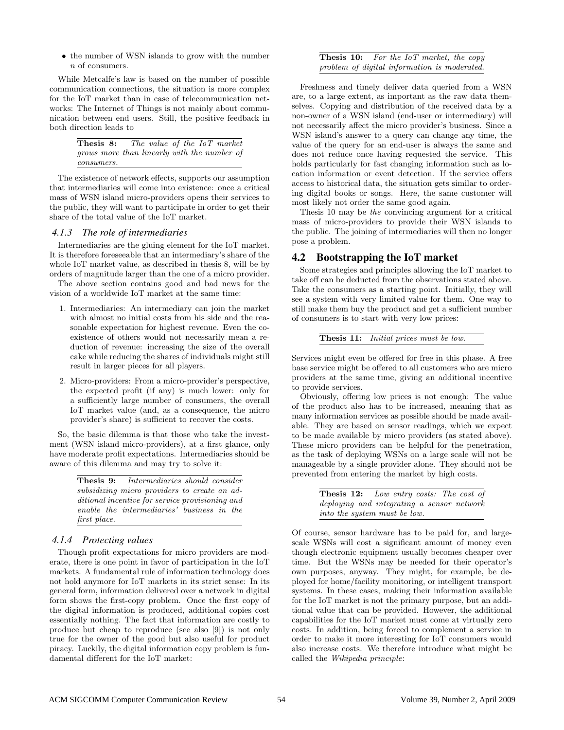- the number of WSN islands to grow with the number $n$ of consumers.

While Metcalfe's law is based on the number of possible communication connections, the situation is more complex for the IoT market than in case of telecommunication networks: The Internet of Things is not mainly about communication between end users. Still, the positive feedback in both direction leads to

**Thesis 8:** *The value of the IoT market grows more than linearly with the number of consumers.*

The existence of network effects, supports our assumption that intermediaries will come into existence: once a critical mass of WSN island micro-providers opens their services to the public, they will want to participate in order to get their share of the total value of the IoT market.

### 4.1.3 The role of intermediaries

Intermediaries are the gluing element for the IoT market. It is therefore foreseeable that an intermediary's share of the whole IoT market value, as described in thesis 8, will be by orders of magnitude larger than the one of a micro provider.

The above section contains good and bad news for the vision of a worldwide IoT market at the same time:

1. Intermediaries: An intermediary can join the market with almost no initial costs from his side and the reasonable expectation for highest revenue. Even the co-existence of others would not necessarily mean a reduction of revenue: increasing the size of the overall cake while reducing the shares of individuals might still result in larger pieces for all players.
2. Micro-providers: From a micro-provider's perspective, the expected profit (if any) is much lower: only for a sufficiently large number of consumers, the overall IoT market value (and, as a consequence, the micro provider's share) is sufficient to recover the costs.

So, the basic dilemma is that those who take the investment (WSN island micro-providers), at a first glance, only have moderate profit expectations. Intermediaries should be aware of this dilemma and may try to solve it:

**Thesis 9:** *Intermediaries should consider subsidizing micro providers to create an additional incentive for service provisioning and enable the intermediaries' business in the first place.*

### 4.1.4 Protecting values

Though profit expectations for micro providers are moderate, there is one point in favor of participation in the IoT markets. A fundamental rule of information technology does not hold anymore for IoT markets in its strict sense: In its general form, information delivered over a network in digital form shows the first-copy problem. Once the first copy of the digital information is produced, additional copies cost essentially nothing. The fact that information are costly to produce but cheap to reproduce (see also [9]) is not only true for the owner of the good but also useful for product piracy. Luckily, the digital information copy problem is fundamental different for the IoT market:

**Thesis 10:** *For the IoT market, the copy problem of digital information is moderated.*

Freshness and timely deliver data queried from a WSN are, to a large extent, as important as the raw data themselves. Copying and distribution of the received data by a non-owner of a WSN island (end-user or intermediary) will not necessarily affect the micro provider's business. Since a WSN island's answer to a query can change any time, the value of the query for an end-user is always the same and does not reduce once having requested the service. This holds particularly for fast changing information such as location information or event detection. If the service offers access to historical data, the situation gets similar to ordering digital books or songs. Here, the same customer will most likely not order the same good again.

Thesis 10 may be *the* convincing argument for a critical mass of micro-providers to provide their WSN islands to the public. The joining of intermediaries will then no longer pose a problem.

## 4.2 Bootstrapping the IoT market

Some strategies and principles allowing the IoT market to take off can be deducted from the observations stated above. Take the consumers as a starting point. Initially, they will see a system with very limited value for them. One way to still make them buy the product and get a sufficient number of consumers is to start with very low prices:

**Thesis 11:** *Initial prices must be low.*

Services might even be offered for free in this phase. A free base service might be offered to all customers who are micro providers at the same time, giving an additional incentive to provide services.

Obviously, offering low prices is not enough: The value of the product also has to be increased, meaning that as many information services as possible should be made available. They are based on sensor readings, which we expect to be made available by micro providers (as stated above). These micro providers can be helpful for the penetration, as the task of deploying WSNs on a large scale will not be manageable by a single provider alone. They should not be prevented from entering the market by high costs.

**Thesis 12:** *Low entry costs: The cost of deploying and integrating a sensor network into the system must be low.*

Of course, sensor hardware has to be paid for, and large-scale WSNs will cost a significant amount of money even though electronic equipment usually becomes cheaper over time. But the WSNs may be needed for their operator's own purposes, anyway. They might, for example, be deployed for home/facility monitoring, or intelligent transport systems. In these cases, making their information available for the IoT market is not the primary purpose, but an additional value that can be provided. However, the additional capabilities for the IoT market must come at virtually zero costs. In addition, being forced to complement a service in order to make it more interesting for IoT consumers would also increase costs. We therefore introduce what might be called the *Wikipedia principle*: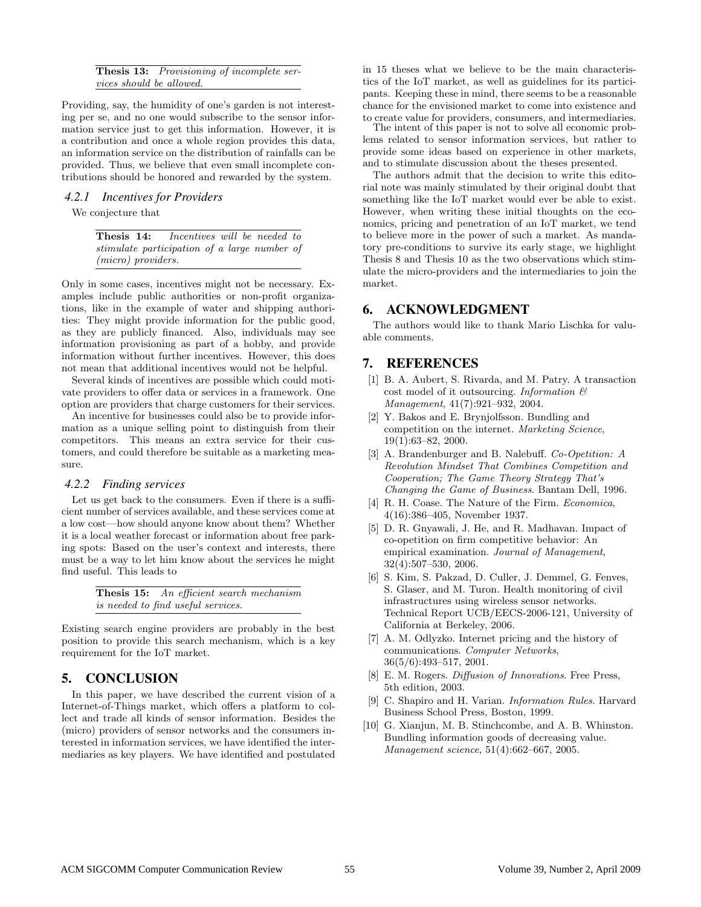> **Thesis 13:** *Provisioning of incomplete services should be allowed.*

Providing, say, the humidity of one's garden is not interesting per se, and no one would subscribe to the sensor information service just to get this information. However, it is a contribution and once a whole region provides this data, an information service on the distribution of rainfalls can be provided. Thus, we believe that even small incomplete contributions should be honored and rewarded by the system.

### 4.2.1 Incentives for Providers

We conjecture that

> **Thesis 14:** *Incentives will be needed to stimulate participation of a large number of (micro) providers.*

Only in some cases, incentives might not be necessary. Examples include public authorities or non-profit organizations, like in the example of water and shipping authorities: They might provide information for the public good, as they are publicly financed. Also, individuals may see information provisioning as part of a hobby, and provide information without further incentives. However, this does not mean that additional incentives would not be helpful.

Several kinds of incentives are possible which could motivate providers to offer data or services in a framework. One option are providers that charge customers for their services.

An incentive for businesses could also be to provide information as a unique selling point to distinguish from their competitors. This means an extra service for their customers, and could therefore be suitable as a marketing measure.

### 4.2.2 Finding services

Let us get back to the consumers. Even if there is a sufficient number of services available, and these services come at a low cost—how should anyone know about them? Whether it is a local weather forecast or information about free parking spots: Based on the user's context and interests, there must be a way to let him know about the services he might find useful. This leads to

> **Thesis 15:** *An efficient search mechanism is needed to find useful services.*

Existing search engine providers are probably in the best position to provide this search mechanism, which is a key requirement for the IoT market.

## 5. CONCLUSION

In this paper, we have described the current vision of a Internet-of-Things market, which offers a platform to collect and trade all kinds of sensor information. Besides the (micro) providers of sensor networks and the consumers interested in information services, we have identified the intermediaries as key players. We have identified and postulated in 15 theses what we believe to be the main characteristics of the IoT market, as well as guidelines for its participants. Keeping these in mind, there seems to be a reasonable chance for the envisioned market to come into existence and to create value for providers, consumers, and intermediaries.

The intent of this paper is not to solve all economic problems related to sensor information services, but rather to provide some ideas based on experience in other markets, and to stimulate discussion about the theses presented.

The authors admit that the decision to write this editorial note was mainly stimulated by their original doubt that something like the IoT market would ever be able to exist. However, when writing these initial thoughts on the economics, pricing and penetration of an IoT market, we tend to believe more in the power of such a market. As mandatory pre-conditions to survive its early stage, we highlight Thesis 8 and Thesis 10 as the two observations which stimulate the micro-providers and the intermediaries to join the market.

## 6. ACKNOWLEDGMENT

The authors would like to thank Mario Lischka for valuable comments.

## 7. REFERENCES

[1] B. A. Aubert, S. Rivarda, and M. Patry. A transaction cost model of it outsourcing. *Information & Management*, 41(7):921–932, 2004.

[2] Y. Bakos and E. Brynjolfsson. Bundling and competition on the internet. *Marketing Science*, 19(1):63–82, 2000.

[3] A. Brandenburger and B. Nalebuff. *Co-Opetition: A Revolution Mindset That Combines Competition and Cooperation; The Game Theory Strategy That's Changing the Game of Business*. Bantam Dell, 1996.

[4] R. H. Coase. The Nature of the Firm. *Economica*, 4(16):386–405, November 1937.

[5] D. R. Gnyawali, J. He, and R. Madhavan. Impact of co-opetition on firm competitive behavior: An empirical examination. *Journal of Management*, 32(4):507–530, 2006.

[6] S. Kim, S. Pakzad, D. Culler, J. Demmel, G. Fenves, S. Glaser, and M. Turon. Health monitoring of civil infrastructures using wireless sensor networks. Technical Report UCB/EECS-2006-121, University of California at Berkeley, 2006.

[7] A. M. Odlyzko. Internet pricing and the history of communications. *Computer Networks*, 36(5/6):493–517, 2001.

[8] E. M. Rogers. *Diffusion of Innovations*. Free Press, 5th edition, 2003.

[9] C. Shapiro and H. Varian. *Information Rules*. Harvard Business School Press, Boston, 1999.

[10] G. Xianjun, M. B. Stinchcombe, and A. B. Whinston. Bundling information goods of decreasing value. *Management science*, 51(4):662–667, 2005.